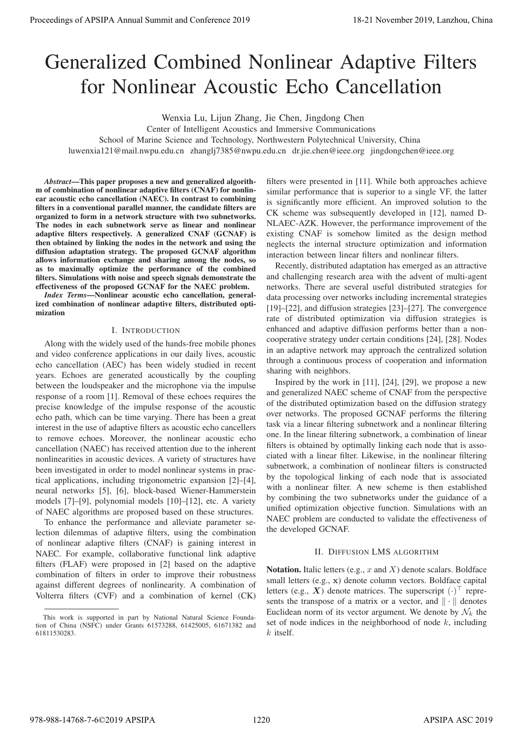# Generalized Combined Nonlinear Adaptive Filters for Nonlinear Acoustic Echo Cancellation

Wenxia Lu, Lijun Zhang, Jie Chen, Jingdong Chen

Center of Intelligent Acoustics and Immersive Communications

School of Marine Science and Technology, Northwestern Polytechnical University, China

luwenxia121@mail.nwpu.edu.cn zhanglj7385@nwpu.edu.cn dr.jie.chen@ieee.org jingdongchen@ieee.org

***Abstract*—This paper proposes a new and generalized algorithm of combination of nonlinear adaptive filters (CNAF) for nonlinear acoustic echo cancellation (NAEC). In contrast to combining filters in a conventional parallel manner, the candidate filters are organized to form in a network structure with two subnetworks. The nodes in each subnetwork serve as linear and nonlinear adaptive filters respectively. A generalized CNAF (GCNAF) is then obtained by linking the nodes in the network and using the diffusion adaptation strategy. The proposed GCNAF algorithm allows information exchange and sharing among the nodes, so as to maximally optimize the performance of the combined filters. Simulations with noise and speech signals demonstrate the effectiveness of the proposed GCNAF for the NAEC problem.**

***Index Terms*—Nonlinear acoustic echo cancellation, generalized combination of nonlinear adaptive filters, distributed optimization**

## I. Introduction

Along with the widely used of the hands-free mobile phones and video conference applications in our daily lives, acoustic echo cancellation (AEC) has been widely studied in recent years. Echoes are generated acoustically by the coupling between the loudspeaker and the microphone via the impulse response of a room [1]. Removal of these echoes requires the precise knowledge of the impulse response of the acoustic echo path, which can be time varying. There has been a great interest in the use of adaptive filters as acoustic echo cancellers to remove echoes. Moreover, the nonlinear acoustic echo cancellation (NAEC) has received attention due to the inherent nonlinearities in acoustic devices. A variety of structures have been investigated in order to model nonlinear systems in practical applications, including trigonometric expansion [2]–[4], neural networks [5], [6], block-based Wiener-Hammerstein models [7]–[9], polynomial models [10]–[12], etc. A variety of NAEC algorithms are proposed based on these structures.

To enhance the performance and alleviate parameter selection dilemmas of adaptive filters, using the combination of nonlinear adaptive filters (CNAF) is gaining interest in NAEC. For example, collaborative functional link adaptive filters (FLAF) were proposed in [2] based on the adaptive combination of filters in order to improve their robustness against different degrees of nonlinearity. A combination of Volterra filters (CVF) and a combination of kernel (CK) filters were presented in [11]. While both approaches achieve similar performance that is superior to a single VF, the latter is significantly more efficient. An improved solution to the CK scheme was subsequently developed in [12], named D-NLAEC-AZK. However, the performance improvement of the existing CNAF is somehow limited as the design method neglects the internal structure optimization and information interaction between linear filters and nonlinear filters.

Recently, distributed adaptation has emerged as an attractive and challenging research area with the advent of multi-agent networks. There are several useful distributed strategies for data processing over networks including incremental strategies [19]–[22], and diffusion strategies [23]–[27]. The convergence rate of distributed optimization via diffusion strategies is enhanced and adaptive diffusion performs better than a non-cooperative strategy under certain conditions [24], [28]. Nodes in an adaptive network may approach the centralized solution through a continuous process of cooperation and information sharing with neighbors.

Inspired by the work in [11], [24], [29], we propose a new and generalized NAEC scheme of CNAF from the perspective of the distributed optimization based on the diffusion strategy over networks. The proposed GCNAF performs the filtering task via a linear filtering subnetwork and a nonlinear filtering one. In the linear filtering subnetwork, a combination of linear filters is obtained by optimally linking each node that is associated with a linear filter. Likewise, in the nonlinear filtering subnetwork, a combination of nonlinear filters is constructed by the topological linking of each node that is associated with a nonlinear filter. A new scheme is then established by combining the two subnetworks under the guidance of a unified optimization objective function. Simulations with an NAEC problem are conducted to validate the effectiveness of the developed GCNAF.

## II. Diffusion LMS algorithm

**Notation.** Italic letters (e.g., $x$ and $X$) denote scalars. Boldface small letters (e.g., $\mathbf{x}$) denote column vectors. Boldface capital letters (e.g., $\boldsymbol{X}$) denote matrices. The superscript $(\cdot)^\top$ represents the transpose of a matrix or a vector, and $\|\cdot\|$ denotes Euclidean norm of its vector argument. We denote by $\mathcal{N}_k$ the set of node indices in the neighborhood of node $k$, including $k$ itself.

This work is supported in part by National Natural Science Foundation of China (NSFC) under Grants 61573288, 61425005, 61671382 and 61811530283.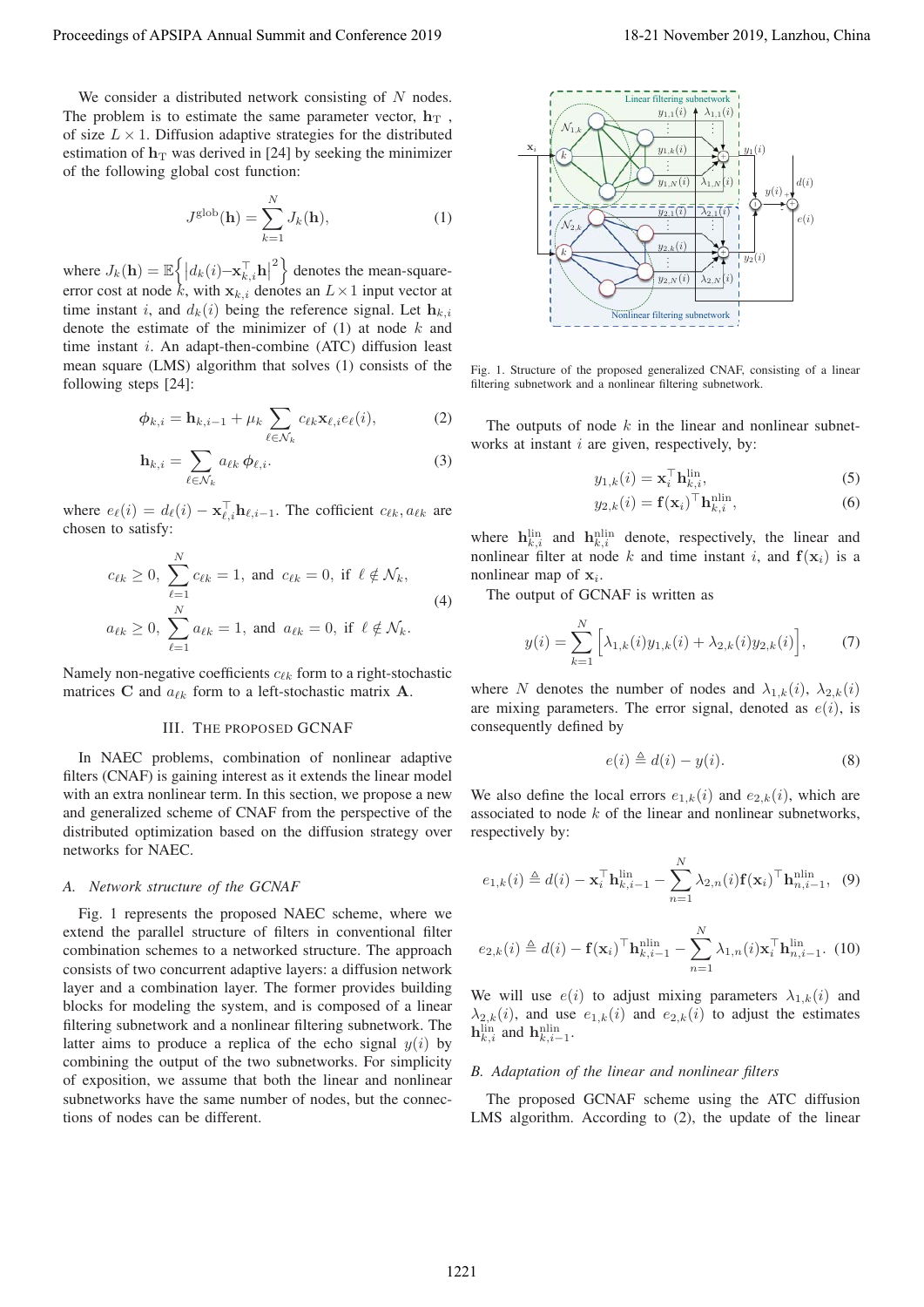We consider a distributed network consisting of $N$ nodes. The problem is to estimate the same parameter vector, $\mathbf{h}_{\mathrm{T}}$ , of size $L \times 1$. Diffusion adaptive strategies for the distributed estimation of $\mathbf{h}_{\mathrm{T}}$ was derived in [24] by seeking the minimizer of the following global cost function:

$$J^{\mathrm{glob}}(\mathbf{h}) = \sum_{k=1}^{N} J_k(\mathbf{h}), \tag{1}$$

where $J_k(\mathbf{h}) = \mathbb{E}\left\{ \left| d_k(i) - \mathbf{x}_{k,i}^\top \mathbf{h} \right|^2 \right\}$ denotes the mean-square-error cost at node $k$, with $\mathbf{x}_{k,i}$ denotes an $L \times 1$ input vector at time instant $i$, and $d_k(i)$ being the reference signal. Let $\mathbf{h}_{k,i}$ denote the estimate of the minimizer of (1) at node $k$ and time instant $i$. An adapt-then-combine (ATC) diffusion least mean square (LMS) algorithm that solves (1) consists of the following steps [24]:

$$\boldsymbol{\phi}_{k,i} = \mathbf{h}_{k,i-1} + \mu_k \sum_{\ell \in \mathcal{N}_k} c_{\ell k} \mathbf{x}_{\ell,i} e_\ell(i), \tag{2}$$

$$\mathbf{h}_{k,i} = \sum_{\ell \in \mathcal{N}_k} a_{\ell k} \, \boldsymbol{\phi}_{\ell,i}. \tag{3}$$

where $e_\ell(i) = d_\ell(i) - \mathbf{x}_{\ell,i}^\top \mathbf{h}_{\ell,i-1}$. The cofficient $c_{\ell k}, a_{\ell k}$ are chosen to satisfy:

$$\begin{aligned} c_{\ell k} \geq 0, \ \sum_{\ell=1}^{N} c_{\ell k} = 1, \ \text{and} \ c_{\ell k} = 0, \ \text{if} \ \ell \notin \mathcal{N}_k, \\ a_{\ell k} \geq 0, \ \sum_{\ell=1}^{N} a_{\ell k} = 1, \ \text{and} \ a_{\ell k} = 0, \ \text{if} \ \ell \notin \mathcal{N}_k. \end{aligned} \tag{4}$$

Namely non-negative coefficients $c_{\ell k}$ form to a right-stochastic matrices $\mathbf{C}$ and $a_{\ell k}$ form to a left-stochastic matrix $\mathbf{A}$.

## III. The Proposed GCNAF

In NAEC problems, combination of nonlinear adaptive filters (CNAF) is gaining interest as it extends the linear model with an extra nonlinear term. In this section, we propose a new and generalized scheme of CNAF from the perspective of the distributed optimization based on the diffusion strategy over networks for NAEC.

### A. Network structure of the GCNAF

Fig. 1 represents the proposed NAEC scheme, where we extend the parallel structure of filters in conventional filter combination schemes to a networked structure. The approach consists of two concurrent adaptive layers: a diffusion network layer and a combination layer. The former provides building blocks for modeling the system, and is composed of a linear filtering subnetwork and a nonlinear filtering subnetwork. The latter aims to produce a replica of the echo signal $y(i)$ by combining the output of the two subnetworks. For simplicity of exposition, we assume that both the linear and nonlinear subnetworks have the same number of nodes, but the connections of nodes can be different.

Fig. 1. Structure of the proposed generalized CNAF, consisting of a linear filtering subnetwork and a nonlinear filtering subnetwork.

The outputs of node $k$ in the linear and nonlinear subnetworks at instant $i$ are given, respectively, by:

$$y_{1,k}(i) = \mathbf{x}_i^\top \mathbf{h}_{k,i}^{\mathrm{lin}}, \tag{5}$$

$$y_{2,k}(i) = \mathbf{f}(\mathbf{x}_i)^\top \mathbf{h}_{k,i}^{\mathrm{nlin}}, \tag{6}$$

where $\mathbf{h}_{k,i}^{\mathrm{lin}}$ and $\mathbf{h}_{k,i}^{\mathrm{nlin}}$ denote, respectively, the linear and nonlinear filter at node $k$ and time instant $i$, and $\mathbf{f}(\mathbf{x}_i)$ is a nonlinear map of $\mathbf{x}_i$.

The output of GCNAF is written as

$$y(i) = \sum_{k=1}^{N} \Big[ \lambda_{1,k}(i) y_{1,k}(i) + \lambda_{2,k}(i) y_{2,k}(i) \Big], \tag{7}$$

where $N$ denotes the number of nodes and $\lambda_{1,k}(i), \lambda_{2,k}(i)$ are mixing parameters. The error signal, denoted as $e(i)$, is consequently defined by

$$e(i) \triangleq d(i) - y(i). \tag{8}$$

We also define the local errors $e_{1,k}(i)$ and $e_{2,k}(i)$, which are associated to node $k$ of the linear and nonlinear subnetworks, respectively by:

$$e_{1,k}(i) \triangleq d(i) - \mathbf{x}_i^\top \mathbf{h}_{k,i-1}^{\mathrm{lin}} - \sum_{n=1}^{N} \lambda_{2,n}(i) \mathbf{f}(\mathbf{x}_i)^\top \mathbf{h}_{n,i-1}^{\mathrm{nlin}}, \tag{9}$$

$$e_{2,k}(i) \triangleq d(i) - \mathbf{f}(\mathbf{x}_i)^\top \mathbf{h}_{k,i-1}^{\mathrm{nlin}} - \sum_{n=1}^{N} \lambda_{1,n}(i) \mathbf{x}_i^\top \mathbf{h}_{n,i-1}^{\mathrm{lin}}. \tag{10}$$

We will use $e(i)$ to adjust mixing parameters $\lambda_{1,k}(i)$ and $\lambda_{2,k}(i)$, and use $e_{1,k}(i)$ and $e_{2,k}(i)$ to adjust the estimates $\mathbf{h}_{k,i}^{\mathrm{lin}}$ and $\mathbf{h}_{k,i-1}^{\mathrm{nlin}}$.

### B. Adaptation of the linear and nonlinear filters

The proposed GCNAF scheme using the ATC diffusion LMS algorithm. According to (2), the update of the linear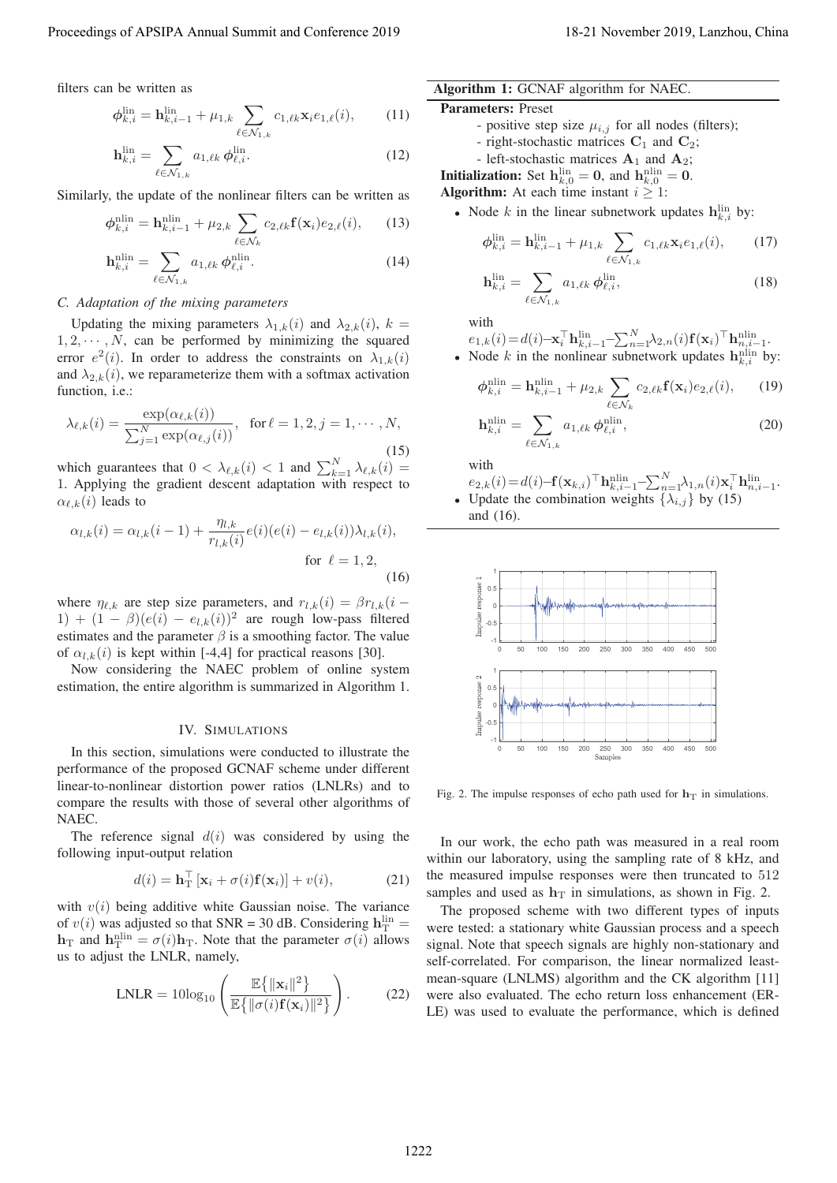filters can be written as

$$\boldsymbol{\phi}_{k,i}^{\text{lin}} = \mathbf{h}_{k,i-1}^{\text{lin}} + \mu_{1,k} \sum_{\ell \in \mathcal{N}_{1,k}} c_{1,\ell k} \mathbf{x}_i e_{1,\ell}(i), \tag{11}$$

$$\mathbf{h}_{k,i}^{\text{lin}} = \sum_{\ell \in \mathcal{N}_{1,k}} a_{1,\ell k} \, \boldsymbol{\phi}_{\ell,i}^{\text{lin}}. \tag{12}$$

Similarly, the update of the nonlinear filters can be written as

$$\boldsymbol{\phi}_{k,i}^{\text{nlin}} = \mathbf{h}_{k,i-1}^{\text{nlin}} + \mu_{2,k} \sum_{\ell \in \mathcal{N}_k} c_{2,\ell k} \mathbf{f}(\mathbf{x}_i) e_{2,\ell}(i), \tag{13}$$

$$\mathbf{h}_{k,i}^{\text{nlin}} = \sum_{\ell \in \mathcal{N}_{1,k}} a_{1,\ell k} \, \boldsymbol{\phi}_{\ell,i}^{\text{nlin}}. \tag{14}$$

### C. Adaptation of the mixing parameters

Updating the mixing parameters $\lambda_{1,k}(i)$ and $\lambda_{2,k}(i)$, $k = 1, 2, \cdots, N$, can be performed by minimizing the squared error $e^2(i)$. In order to address the constraints on $\lambda_{1,k}(i)$ and $\lambda_{2,k}(i)$, we reparameterize them with a softmax activation function, i.e.:

$$\lambda_{\ell,k}(i) = \frac{\exp(\alpha_{\ell,k}(i))}{\sum_{j=1}^{N} \exp(\alpha_{\ell,j}(i))}, \quad \text{for } \ell = 1, 2, j = 1, \cdots, N, \tag{15}$$

which guarantees that $0 < \lambda_{\ell,k}(i) < 1$ and $\sum_{k=1}^{N} \lambda_{\ell,k}(i) = 1$. Applying the gradient descent adaptation with respect to $\alpha_{\ell,k}(i)$ leads to

$$\alpha_{l,k}(i) = \alpha_{l,k}(i-1) + \frac{\eta_{l,k}}{r_{l,k}(i)} e(i)(e(i) - e_{l,k}(i))\lambda_{l,k}(i), \quad \text{for } \ell = 1, 2, \tag{16}$$

where $\eta_{\ell,k}$ are step size parameters, and $r_{l,k}(i) = \beta r_{l,k}(i-1) + (1-\beta)(e(i) - e_{l,k}(i))^2$ are rough low-pass filtered estimates and the parameter $\beta$ is a smoothing factor. The value of $\alpha_{l,k}(i)$ is kept within [-4,4] for practical reasons [30].

Now considering the NAEC problem of online system estimation, the entire algorithm is summarized in Algorithm 1.

---

**Algorithm 1:** GCNAF algorithm for NAEC.

**Parameters:** Preset

- positive step size $\mu_{i,j}$ for all nodes (filters);
- right-stochastic matrices $\mathbf{C}_1$ and $\mathbf{C}_2$;
- left-stochastic matrices $\mathbf{A}_1$ and $\mathbf{A}_2$;

**Initialization:** Set $\mathbf{h}_{k,0}^{\text{lin}} = \mathbf{0}$, and $\mathbf{h}_{k,0}^{\text{nlin}} = \mathbf{0}$.

**Algorithm:** At each time instant $i \geq 1$:

- Node $k$ in the linear subnetwork updates $\mathbf{h}_{k,i}^{\text{lin}}$ by:

$$\boldsymbol{\phi}_{k,i}^{\text{lin}} = \mathbf{h}_{k,i-1}^{\text{lin}} + \mu_{1,k} \sum_{\ell \in \mathcal{N}_{1,k}} c_{1,\ell k} \mathbf{x}_i e_{1,\ell}(i), \tag{17}$$

$$\mathbf{h}_{k,i}^{\text{lin}} = \sum_{\ell \in \mathcal{N}_{1,k}} a_{1,\ell k} \, \boldsymbol{\phi}_{\ell,i}^{\text{lin}}, \tag{18}$$

with
$e_{1,k}(i) = d(i) - \mathbf{x}_i^\top \mathbf{h}_{k,i-1}^{\text{lin}} - \sum_{n=1}^{N} \lambda_{2,n}(i) \mathbf{f}(\mathbf{x}_i)^\top \mathbf{h}_{n,i-1}^{\text{nlin}}$.

- Node $k$ in the nonlinear subnetwork updates $\mathbf{h}_{k,i}^{\text{nlin}}$ by:

$$\boldsymbol{\phi}_{k,i}^{\text{nlin}} = \mathbf{h}_{k,i-1}^{\text{nlin}} + \mu_{2,k} \sum_{\ell \in \mathcal{N}_k} c_{2,\ell k} \mathbf{f}(\mathbf{x}_i) e_{2,\ell}(i), \tag{19}$$

$$\mathbf{h}_{k,i}^{\text{nlin}} = \sum_{\ell \in \mathcal{N}_{1,k}} a_{1,\ell k} \, \boldsymbol{\phi}_{\ell,i}^{\text{nlin}}, \tag{20}$$

with
$e_{2,k}(i) = d(i) - \mathbf{f}(\mathbf{x}_{k,i})^\top \mathbf{h}_{k,i-1}^{\text{nlin}} - \sum_{n=1}^{N} \lambda_{1,n}(i) \mathbf{x}_i^\top \mathbf{h}_{n,i-1}^{\text{lin}}$.

- Update the combination weights $\{\lambda_{i,j}\}$ by (15) and (16).

---

## IV. Simulations

In this section, simulations were conducted to illustrate the performance of the proposed GCNAF scheme under different linear-to-nonlinear distortion power ratios (LNLRs) and to compare the results with those of several other algorithms of NAEC.

The reference signal $d(i)$ was considered by using the following input-output relation

$$d(i) = \mathbf{h}_{\text{T}}^\top \left[\mathbf{x}_i + \sigma(i) \mathbf{f}(\mathbf{x}_i)\right] + v(i), \tag{21}$$

with $v(i)$ being additive white Gaussian noise. The variance of $v(i)$ was adjusted so that SNR = 30 dB. Considering $\mathbf{h}_{\text{T}}^{\text{lin}} = \mathbf{h}_{\text{T}}$ and $\mathbf{h}_{\text{T}}^{\text{nlin}} = \sigma(i)\mathbf{h}_{\text{T}}$. Note that the parameter $\sigma(i)$ allows us to adjust the LNLR, namely,

$$\text{LNLR} = 10\log_{10} \left( \frac{\mathbb{E}\{\|\mathbf{x}_i\|^2\}}{\mathbb{E}\{\|\sigma(i)\mathbf{f}(\mathbf{x}_i)\|^2\}} \right). \tag{22}$$

Fig. 2. The impulse responses of echo path used for $\mathbf{h}_{\text{T}}$ in simulations.

In our work, the echo path was measured in a real room within our laboratory, using the sampling rate of 8 kHz, and the measured impulse responses were then truncated to 512 samples and used as $\mathbf{h}_{\text{T}}$ in simulations, as shown in Fig. 2.

The proposed scheme with two different types of inputs were tested: a stationary white Gaussian process and a speech signal. Note that speech signals are highly non-stationary and self-correlated. For comparison, the linear normalized least-mean-square (LNLMS) algorithm and the CK algorithm [11] were also evaluated. The echo return loss enhancement (ERLE) was used to evaluate the performance, which is defined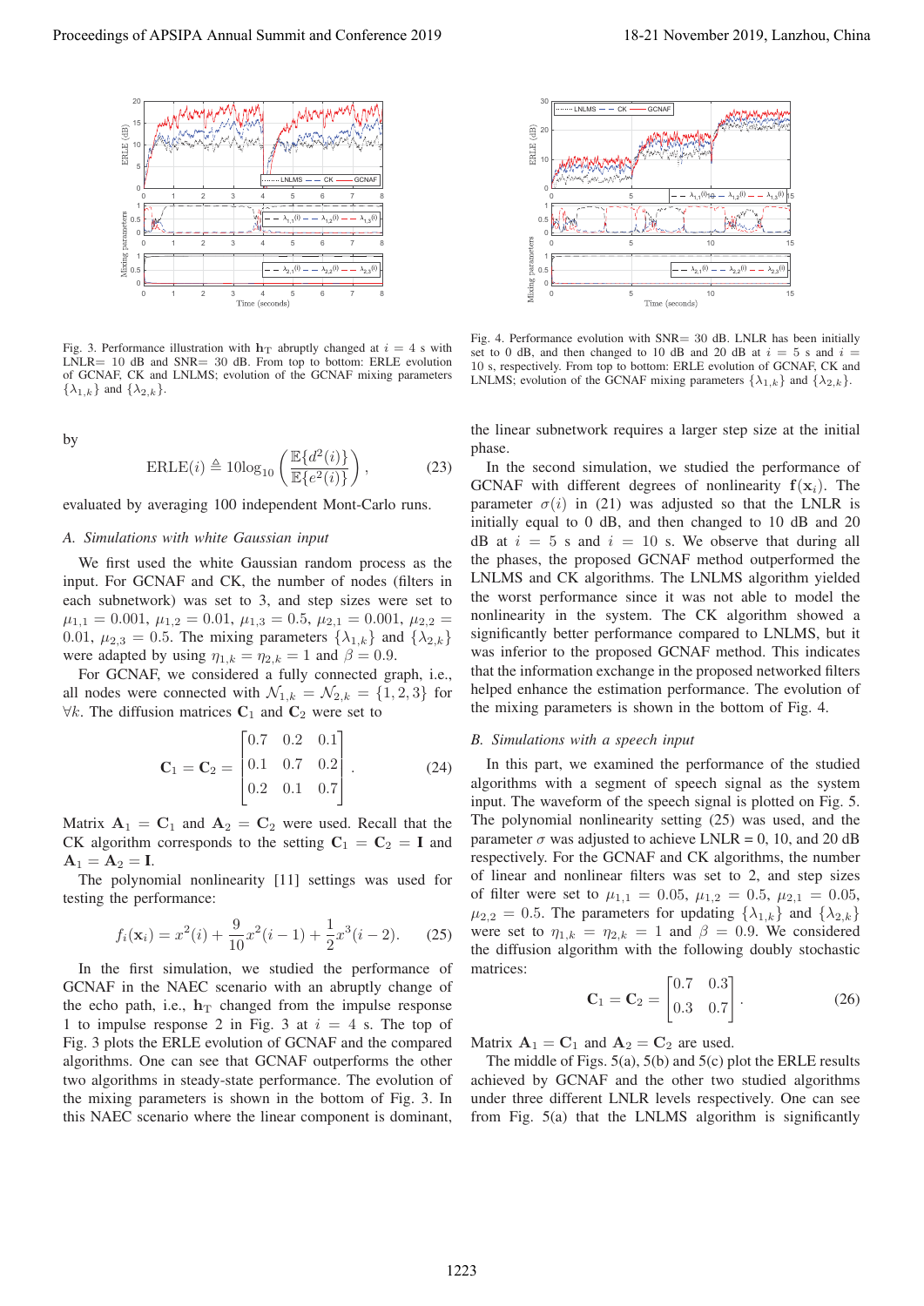Fig. 3. Performance illustration with $\mathbf{h}_\mathrm{T}$ abruptly changed at $i = 4$ s with LNLR= 10 dB and SNR= 30 dB. From top to bottom: ERLE evolution of GCNAF, CK and LNLMS; evolution of the GCNAF mixing parameters $\{\lambda_{1,k}\}$ and $\{\lambda_{2,k}\}$.

Fig. 4. Performance evolution with SNR= 30 dB. LNLR has been initially set to 0 dB, and then changed to 10 dB and 20 dB at $i = 5$ s and $i = 10$ s, respectively. From top to bottom: ERLE evolution of GCNAF, CK and LNLMS; evolution of the GCNAF mixing parameters $\{\lambda_{1,k}\}$ and $\{\lambda_{2,k}\}$.

by

$$\mathrm{ERLE}(i) \triangleq 10\log_{10}\left(\frac{\mathbb{E}\{d^2(i)\}}{\mathbb{E}\{e^2(i)\}}\right), \tag{23}$$

evaluated by averaging 100 independent Mont-Carlo runs.

### A. Simulations with white Gaussian input

We first used the white Gaussian random process as the input. For GCNAF and CK, the number of nodes (filters in each subnetwork) was set to 3, and step sizes were set to $\mu_{1,1} = 0.001$, $\mu_{1,2} = 0.01$, $\mu_{1,3} = 0.5$, $\mu_{2,1} = 0.001$, $\mu_{2,2} = 0.01$, $\mu_{2,3} = 0.5$. The mixing parameters $\{\lambda_{1,k}\}$ and $\{\lambda_{2,k}\}$ were adapted by using $\eta_{1,k} = \eta_{2,k} = 1$ and $\beta = 0.9$.

For GCNAF, we considered a fully connected graph, i.e., all nodes were connected with $\mathcal{N}_{1,k} = \mathcal{N}_{2,k} = \{1, 2, 3\}$ for $\forall k$. The diffusion matrices $\mathbf{C}_1$ and $\mathbf{C}_2$ were set to

$$\mathbf{C}_1 = \mathbf{C}_2 = \begin{bmatrix} 0.7 & 0.2 & 0.1 \\ 0.1 & 0.7 & 0.2 \\ 0.2 & 0.1 & 0.7 \end{bmatrix}. \tag{24}$$

Matrix $\mathbf{A}_1 = \mathbf{C}_1$ and $\mathbf{A}_2 = \mathbf{C}_2$ were used. Recall that the CK algorithm corresponds to the setting $\mathbf{C}_1 = \mathbf{C}_2 = \mathbf{I}$ and $\mathbf{A}_1 = \mathbf{A}_2 = \mathbf{I}$.

The polynomial nonlinearity [11] settings was used for testing the performance:

$$f_i(\mathbf{x}_i) = x^2(i) + \frac{9}{10}x^2(i-1) + \frac{1}{2}x^3(i-2). \tag{25}$$

In the first simulation, we studied the performance of GCNAF in the NAEC scenario with an abruptly change of the echo path, i.e., $\mathbf{h}_\mathrm{T}$ changed from the impulse response 1 to impulse response 2 in Fig. 3 at $i = 4$ s. The top of Fig. 3 plots the ERLE evolution of GCNAF and the compared algorithms. One can see that GCNAF outperforms the other two algorithms in steady-state performance. The evolution of the mixing parameters is shown in the bottom of Fig. 3. In this NAEC scenario where the linear component is dominant, the linear subnetwork requires a larger step size at the initial phase.

In the second simulation, we studied the performance of GCNAF with different degrees of nonlinearity $\mathbf{f}(\mathbf{x}_i)$. The parameter $\sigma(i)$ in (21) was adjusted so that the LNLR is initially equal to 0 dB, and then changed to 10 dB and 20 dB at $i = 5$ s and $i = 10$ s. We observe that during all the phases, the proposed GCNAF method outperformed the LNLMS and CK algorithms. The LNLMS algorithm yielded the worst performance since it was not able to model the nonlinearity in the system. The CK algorithm showed a significantly better performance compared to LNLMS, but it was inferior to the proposed GCNAF method. This indicates that the information exchange in the proposed networked filters helped enhance the estimation performance. The evolution of the mixing parameters is shown in the bottom of Fig. 4.

### B. Simulations with a speech input

In this part, we examined the performance of the studied algorithms with a segment of speech signal as the system input. The waveform of the speech signal is plotted on Fig. 5. The polynomial nonlinearity setting (25) was used, and the parameter $\sigma$ was adjusted to achieve LNLR = 0, 10, and 20 dB respectively. For the GCNAF and CK algorithms, the number of linear and nonlinear filters was set to 2, and step sizes of filter were set to $\mu_{1,1} = 0.05$, $\mu_{1,2} = 0.5$, $\mu_{2,1} = 0.05$, $\mu_{2,2} = 0.5$. The parameters for updating $\{\lambda_{1,k}\}$ and $\{\lambda_{2,k}\}$ were set to $\eta_{1,k} = \eta_{2,k} = 1$ and $\beta = 0.9$. We considered the diffusion algorithm with the following doubly stochastic matrices:

$$\mathbf{C}_1 = \mathbf{C}_2 = \begin{bmatrix} 0.7 & 0.3 \\ 0.3 & 0.7 \end{bmatrix}. \tag{26}$$

Matrix $\mathbf{A}_1 = \mathbf{C}_1$ and $\mathbf{A}_2 = \mathbf{C}_2$ are used.

The middle of Figs. 5(a), 5(b) and 5(c) plot the ERLE results achieved by GCNAF and the other two studied algorithms under three different LNLR levels respectively. One can see from Fig. 5(a) that the LNLMS algorithm is significantly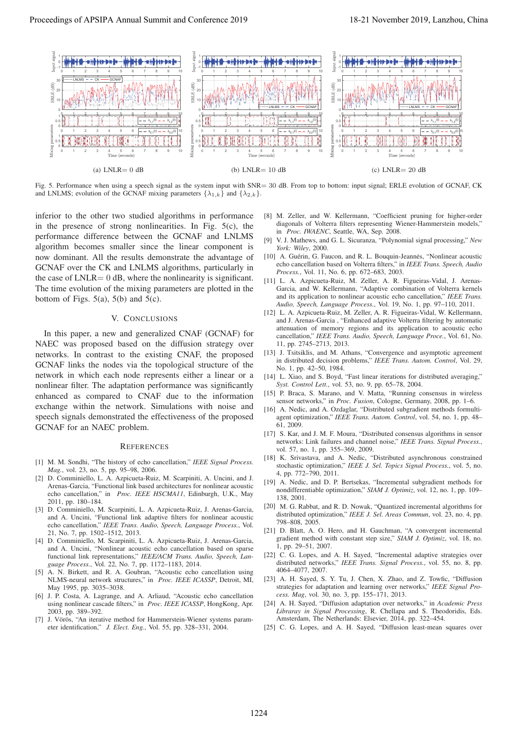(a) LNLR= 0 dB

(b) LNLR= 10 dB

(c) LNLR= 20 dB

Fig. 5. Performance when using a speech signal as the system input with SNR= 30 dB. From top to bottom: input signal; ERLE evolution of GCNAF, CK and LNLMS; evolution of the GCNAF mixing parameters $\{\lambda_{1,k}\}$ and $\{\lambda_{2,k}\}$.

inferior to the other two studied algorithms in performance in the presence of strong nonlinearities. In Fig. 5(c), the performance difference between the GCNAF and LNLMS algorithm becomes smaller since the linear component is now dominant. All the results demonstrate the advantage of GCNAF over the CK and LNLMS algorithms, particularly in the case of LNLR= 0 dB, where the nonlinearity is significant. The time evolution of the mixing parameters are plotted in the bottom of Figs. 5(a), 5(b) and 5(c).

## V. Conclusions

In this paper, a new and generalized CNAF (GCNAF) for NAEC was proposed based on the diffusion strategy over networks. In contrast to the existing CNAF, the proposed GCNAF links the nodes via the topological structure of the network in which each node represents either a linear or a nonlinear filter. The adaptation performance was significantly enhanced as compared to CNAF due to the information exchange within the network. Simulations with noise and speech signals demonstrated the effectiveness of the proposed GCNAF for an NAEC problem.

## References

[1] M. M. Sondhi, "The history of echo cancellation," *IEEE Signal Process. Mag.*, vol. 23, no. 5, pp. 95–98, 2006.

[2] D. Comminiello, L. A. Azpicueta-Ruiz, M. Scarpiniti, A. Uncini, and J. Arenas-Garcia, "Functional link based architectures for nonlinear acoustic echo cancellation," in *Proc. IEEE HSCMA11*, Edinburgh, U.K., May 2011, pp. 180–184.

[3] D. Comminiello, M. Scarpiniti, L. A. Azpicueta-Ruiz, J. Arenas-Garcia, and A. Uncini, "Functional link adaptive filters for nonlinear acoustic echo cancellation," *IEEE Trans. Audio, Speech, Language Process.*, Vol. 21, No. 7, pp. 1502–1512, 2013.

[4] D. Comminiello, M. Scarpiniti, L. A. Azpicueta-Ruiz, J. Arenas-Garcia, and A. Uncini, "Nonlinear acoustic echo cancellation based on sparse functional link representations," *IEEE/ACM Trans. Audio, Speech, Language Process.*, Vol. 22, No. 7, pp. 1172–1183, 2014.

[5] A. N. Birkett, and R. A. Goubran, "Acoustic echo cancellation using NLMS-neural network structures," in *Proc. IEEE ICASSP*, Detroit, MI, May 1995, pp. 3035–3038.

[6] J. P. Costa, A. Lagrange, and A. Arliaud, "Acoustic echo cancellation using nonlinear cascade filters," in *Proc. IEEE ICASSP*, HongKong, Apr. 2003, pp. 389–392.

[7] J. Vörös, "An iterative method for Hammerstein-Wiener systems parameter identification," *J. Elect. Eng.*, Vol. 55, pp. 328–331, 2004.

[8] M. Zeller, and W. Kellermann, "Coefficient pruning for higher-order diagonals of Volterra filters representing Wiener-Hammerstein models," in *Proc. IWAENC*, Seattle, WA, Sep. 2008.

[9] V. J. Mathews, and G. L. Sicuranza, "Polynomial signal processing," *New York: Wiley*, 2000.

[10] A. Guérin, G. Faucon, and R. L. Bouquin-Jeannès, "Nonlinear acoustic echo cancellation based on Volterra filters," in *IEEE Trans. Speech, Audio Process.*, Vol. 11, No. 6, pp. 672–683, 2003.

[11] L. A. Azpicueta-Ruiz, M. Zeller, A. R. Figueiras-Vidal, J. Arenas-Garcia, and W. Kellermann, "Adaptive combination of Volterra kernels and its application to nonlinear acoustic echo cancellation," *IEEE Trans. Audio, Speech, Language Process.*, Vol. 19, No. 1, pp. 97–110, 2011.

[12] L. A. Azpicueta-Ruiz, M. Zeller, A. R. Figueiras-Vidal, W. Kellermann, and J. Arenas-Garcia , "Enhanced adaptive Volterra filtering by automatic attenuation of memory regions and its application to acoustic echo cancellation," *IEEE Trans. Audio, Speech, Language Proce.*, Vol. 61, No. 11, pp. 2745–2713, 2013.

[13] J. Tsitsiklis, and M. Athans, "Convergence and asymptotic agreement in distributed decision problems," *IEEE Trans. Autom. Control*, Vol. 29, No. 1, pp. 42–50, 1984.

[14] L. Xiao, and S. Boyd, "Fast linear iterations for distributed averaging," *Syst. Control Lett.*, vol. 53, no. 9, pp. 65–78, 2004.

[15] P. Braca, S. Marano, and V. Matta, "Running consensus in wireless sensor networks," in *Proc. Fusion*, Cologne, Germany, 2008, pp. 1–6.

[16] A. Nedic, and A. Ozdaglar, "Distributed subgradient methods formulti-agent optimization," *IEEE Trans. Autom. Control*, vol. 54, no. 1, pp. 48–61, 2009.

[17] S. Kar, and J. M. F. Moura, "Distributed consensus algorithms in sensor networks: Link failures and channel noise," *IEEE Trans. Signal Process.*, vol. 57, no. 1, pp. 355–369, 2009.

[18] K. Srivastava, and A. Nedic, "Distributed asynchronous constrained stochastic optimization," *IEEE J. Sel. Topics Signal Process.*, vol. 5, no. 4, pp. 772–790, 2011.

[19] A. Nedic, and D. P. Bertsekas, "Incremental subgradient methods for nondifferentiable optimization," *SIAM J. Optimiz*, vol. 12, no. 1, pp. 109–138, 2001.

[20] M. G. Rabbat, and R. D. Nowak, "Quantized incremental algorithms for distributed optimization," *IEEE J. Sel. Areas Commun*, vol. 23, no. 4, pp. 798–808, 2005.

[21] D. Blatt, A. O. Hero, and H. Gauchman, "A convergent incremental gradient method with constant step size," *SIAM J. Optimiz*, vol. 18, no. 1, pp. 29–51, 2007.

[22] C. G. Lopes, and A. H. Sayed, "Incremental adaptive strategies over distributed networks," *IEEE Trans. Signal Process.*, vol. 55, no. 8, pp. 4064–4077, 2007.

[23] A. H. Sayed, S. Y. Tu, J. Chen, X. Zhao, and Z. Towfic, "Diffusion strategies for adaptation and learning over networks," *IEEE Signal Process. Mag*, vol. 30, no. 3, pp. 155–171, 2013.

[24] A. H. Sayed, "Diffusion adaptation over networks," in *Academic Press Libraray in Signal Processing*, R. Chellapa and S. Theodoridis, Eds. Amsterdam, The Netherlands: Elsevier, 2014, pp. 322–454.

[25] C. G. Lopes, and A. H. Sayed, "Diffusion least-mean squares over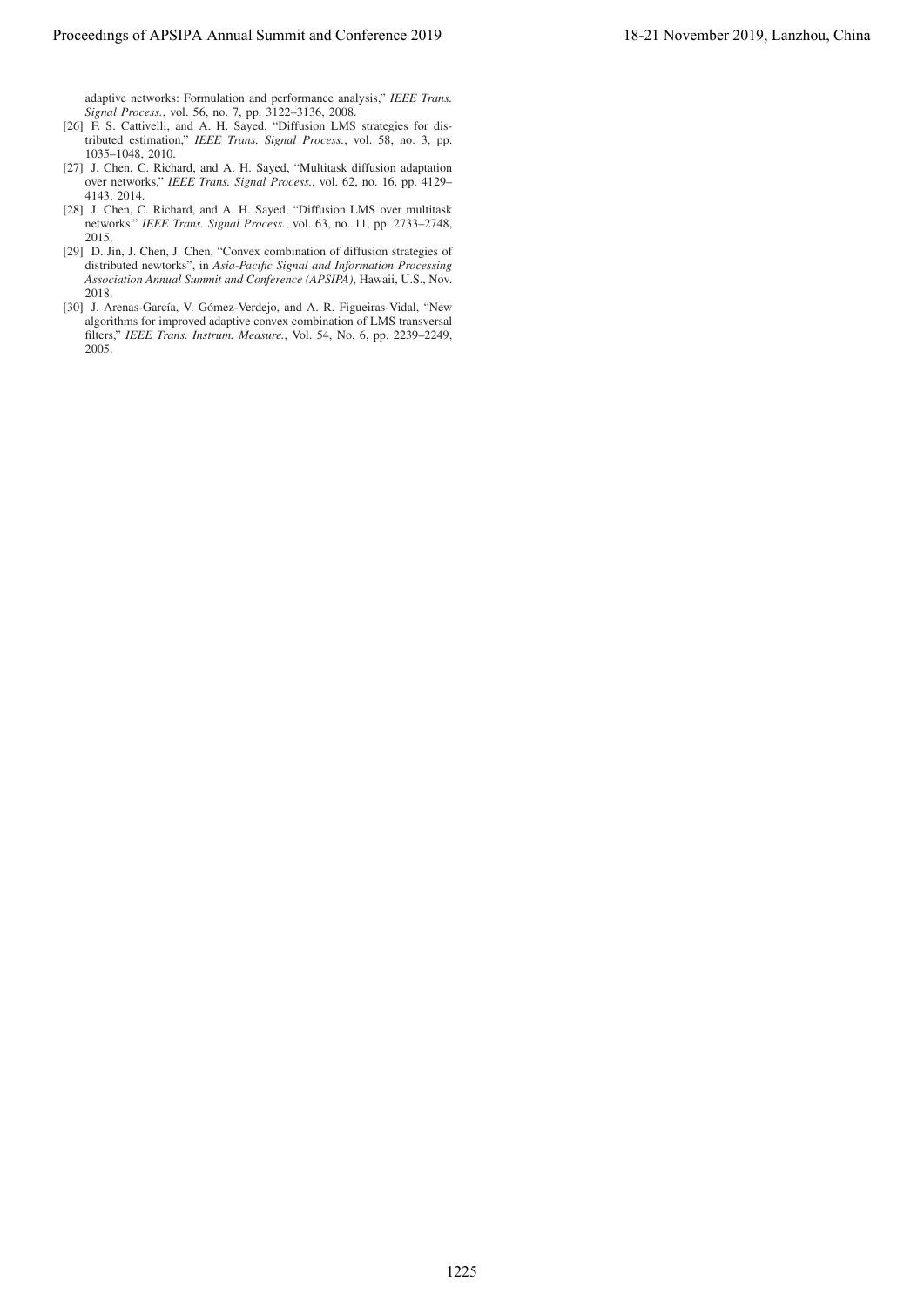adaptive networks: Formulation and performance analysis," *IEEE Trans. Signal Process.*, vol. 56, no. 7, pp. 3122–3136, 2008.

[26] F. S. Cattivelli, and A. H. Sayed, "Diffusion LMS strategies for distributed estimation," *IEEE Trans. Signal Process.*, vol. 58, no. 3, pp. 1035–1048, 2010.

[27] J. Chen, C. Richard, and A. H. Sayed, "Multitask diffusion adaptation over networks," *IEEE Trans. Signal Process.*, vol. 62, no. 16, pp. 4129–4143, 2014.

[28] J. Chen, C. Richard, and A. H. Sayed, "Diffusion LMS over multitask networks," *IEEE Trans. Signal Process.*, vol. 63, no. 11, pp. 2733–2748, 2015.

[29] D. Jin, J. Chen, J. Chen, "Convex combination of diffusion strategies of distributed newtorks", in *Asia-Pacific Signal and Information Processing Association Annual Summit and Conference (APSIPA)*, Hawaii, U.S., Nov. 2018.

[30] J. Arenas-García, V. Gómez-Verdejo, and A. R. Figueiras-Vidal, "New algorithms for improved adaptive convex combination of LMS transversal filters," *IEEE Trans. Instrum. Measure.*, Vol. 54, No. 6, pp. 2239–2249, 2005.